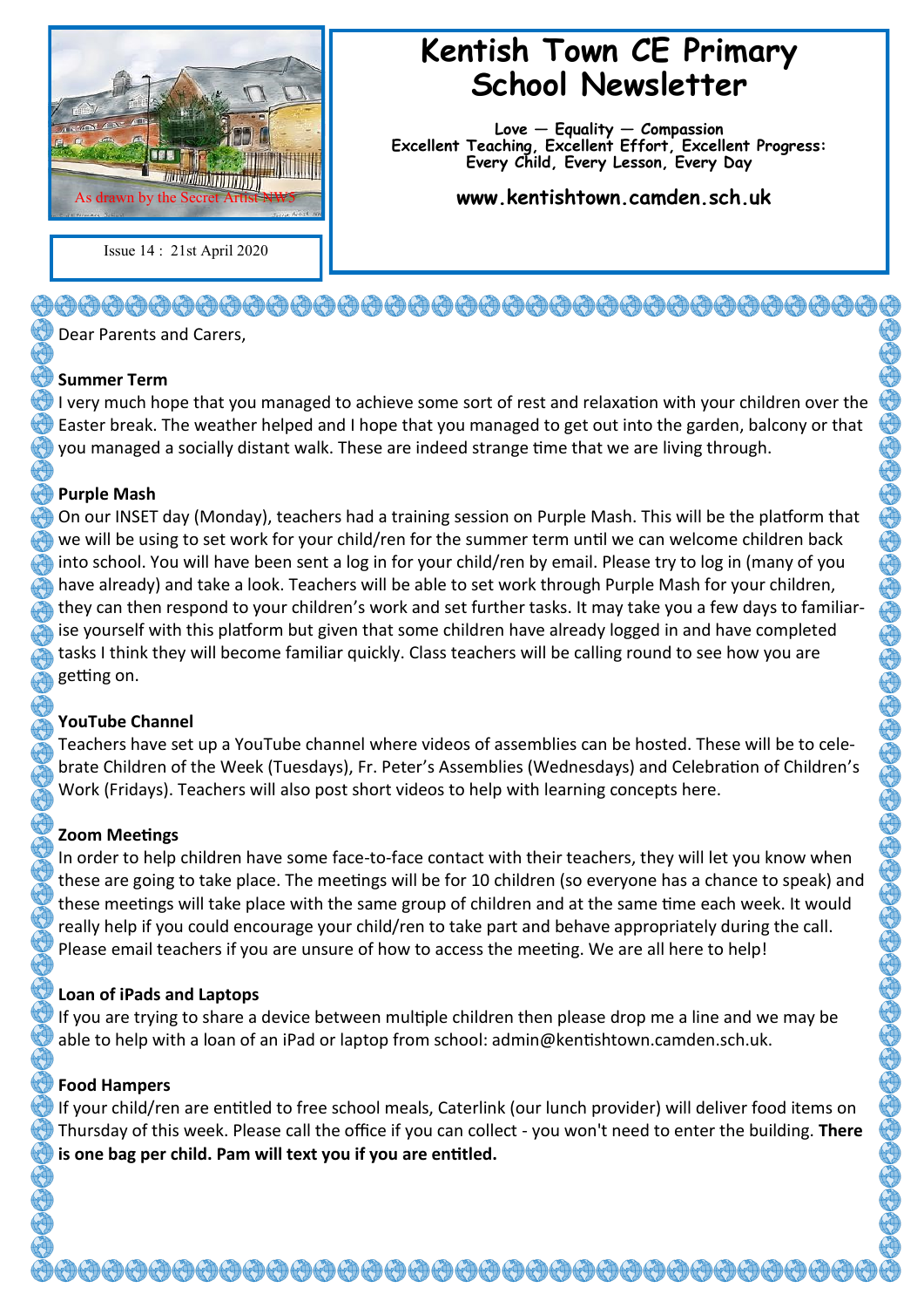As drawn by the Secret Artist NW5

Issue 14 : 21st April 2020

# Kentish Town CE Primary School Newsletter

**Love — Equality — Compassion**
**Excellent Teaching, Excellent Effort, Excellent Progress:**
**Every Child, Every Lesson, Every Day**

**www.kentishtown.camden.sch.uk**

Dear Parents and Carers,

**Summer Term**

I very much hope that you managed to achieve some sort of rest and relaxation with your children over the Easter break. The weather helped and I hope that you managed to get out into the garden, balcony or that you managed a socially distant walk. These are indeed strange time that we are living through.

**Purple Mash**

On our INSET day (Monday), teachers had a training session on Purple Mash. This will be the platform that we will be using to set work for your child/ren for the summer term until we can welcome children back into school. You will have been sent a log in for your child/ren by email. Please try to log in (many of you have already) and take a look. Teachers will be able to set work through Purple Mash for your children, they can then respond to your children's work and set further tasks. It may take you a few days to familiarise yourself with this platform but given that some children have already logged in and have completed tasks I think they will become familiar quickly. Class teachers will be calling round to see how you are getting on.

**YouTube Channel**

Teachers have set up a YouTube channel where videos of assemblies can be hosted. These will be to celebrate Children of the Week (Tuesdays), Fr. Peter's Assemblies (Wednesdays) and Celebration of Children's Work (Fridays). Teachers will also post short videos to help with learning concepts here.

**Zoom Meetings**

In order to help children have some face-to-face contact with their teachers, they will let you know when these are going to take place. The meetings will be for 10 children (so everyone has a chance to speak) and these meetings will take place with the same group of children and at the same time each week. It would really help if you could encourage your child/ren to take part and behave appropriately during the call. Please email teachers if you are unsure of how to access the meeting. We are all here to help!

**Loan of iPads and Laptops**

If you are trying to share a device between multiple children then please drop me a line and we may be able to help with a loan of an iPad or laptop from school: admin@kentishtown.camden.sch.uk.

**Food Hampers**

If your child/ren are entitled to free school meals, Caterlink (our lunch provider) will deliver food items on Thursday of this week. Please call the office if you can collect - you won't need to enter the building. **There is one bag per child. Pam will text you if you are entitled.**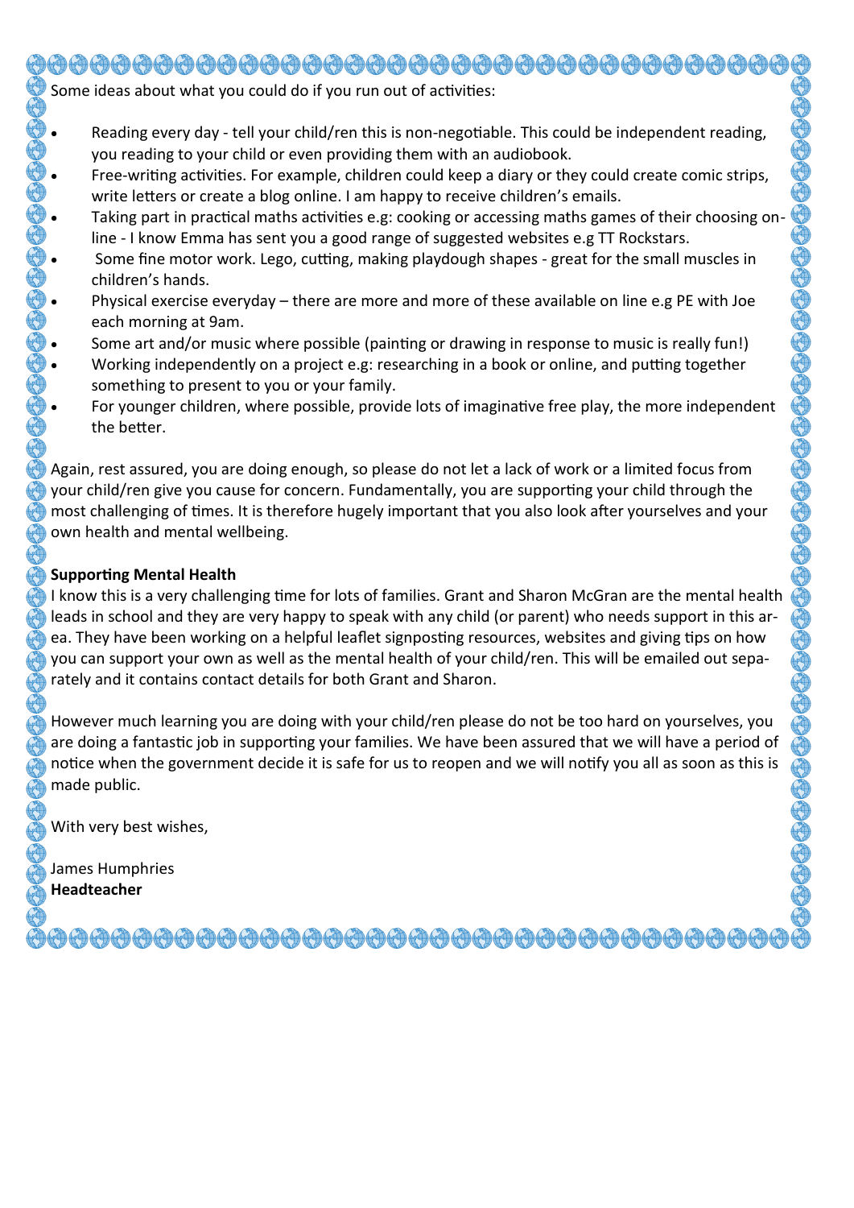Some ideas about what you could do if you run out of activities:

- Reading every day - tell your child/ren this is non-negotiable. This could be independent reading, you reading to your child or even providing them with an audiobook.
- Free-writing activities. For example, children could keep a diary or they could create comic strips, write letters or create a blog online. I am happy to receive children's emails.
- Taking part in practical maths activities e.g: cooking or accessing maths games of their choosing online - I know Emma has sent you a good range of suggested websites e.g TT Rockstars.
- Some fine motor work. Lego, cutting, making playdough shapes - great for the small muscles in children's hands.
- Physical exercise everyday – there are more and more of these available on line e.g PE with Joe each morning at 9am.
- Some art and/or music where possible (painting or drawing in response to music is really fun!)
- Working independently on a project e.g: researching in a book or online, and putting together something to present to you or your family.
- For younger children, where possible, provide lots of imaginative free play, the more independent the better.

Again, rest assured, you are doing enough, so please do not let a lack of work or a limited focus from your child/ren give you cause for concern. Fundamentally, you are supporting your child through the most challenging of times. It is therefore hugely important that you also look after yourselves and your own health and mental wellbeing.

**Supporting Mental Health**

I know this is a very challenging time for lots of families. Grant and Sharon McGran are the mental health leads in school and they are very happy to speak with any child (or parent) who needs support in this area. They have been working on a helpful leaflet signposting resources, websites and giving tips on how you can support your own as well as the mental health of your child/ren. This will be emailed out separately and it contains contact details for both Grant and Sharon.

However much learning you are doing with your child/ren please do not be too hard on yourselves, you are doing a fantastic job in supporting your families. We have been assured that we will have a period of notice when the government decide it is safe for us to reopen and we will notify you all as soon as this is made public.

With very best wishes,

James Humphries
**Headteacher**